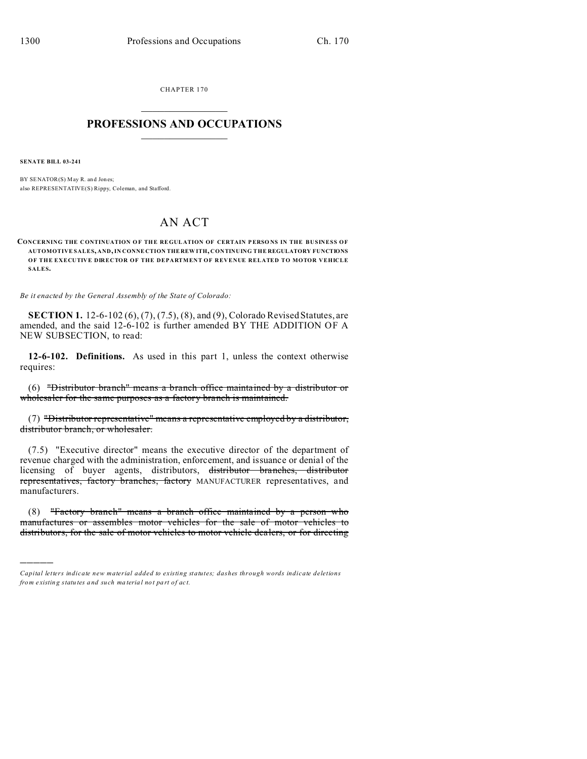CHAPTER 170

# PROFESSIONS AND OCCUPATIONS

**SENATE BILL 03-241**

BY SENATOR(S) May R. and Jones;
also REPRESENTATIVE(S) Rippy, Coleman, and Stafford.

# AN ACT

**CONCERNING THE CONTINUATION OF THE REGULATION OF CERTAIN PERSONS IN THE BUSINESS OF AUTOMOTIVE SALES, AND, IN CONNECTION THEREWITH, CONTINUING THE REGULATORY FUNCTIONS OF THE EXECUTIVE DIRECTOR OF THE DEPARTMENT OF REVENUE RELATED TO MOTOR VEHICLE SALES.**

*Be it enacted by the General Assembly of the State of Colorado:*

**SECTION 1.** 12-6-102 (6), (7), (7.5), (8), and (9), Colorado Revised Statutes, are amended, and the said 12-6-102 is further amended BY THE ADDITION OF A NEW SUBSECTION, to read:

**12-6-102. Definitions.** As used in this part 1, unless the context otherwise requires:

(6) ~~"Distributor branch" means a branch office maintained by a distributor or wholesaler for the same purposes as a factory branch is maintained.~~

(7) ~~"Distributor representative" means a representative employed by a distributor, distributor branch, or wholesaler.~~

(7.5) "Executive director" means the executive director of the department of revenue charged with the administration, enforcement, and issuance or denial of the licensing of buyer agents, distributors, ~~distributor branches, distributor representatives, factory branches, factory~~ MANUFACTURER representatives, and manufacturers.

(8) ~~"Factory branch" means a branch office maintained by a person who manufactures or assembles motor vehicles for the sale of motor vehicles to distributors, for the sale of motor vehicles to motor vehicle dealers, or for directing~~

---

*Capital letters indicate new material added to existing statutes; dashes through words indicate deletions from existing statutes and such material not part of act.*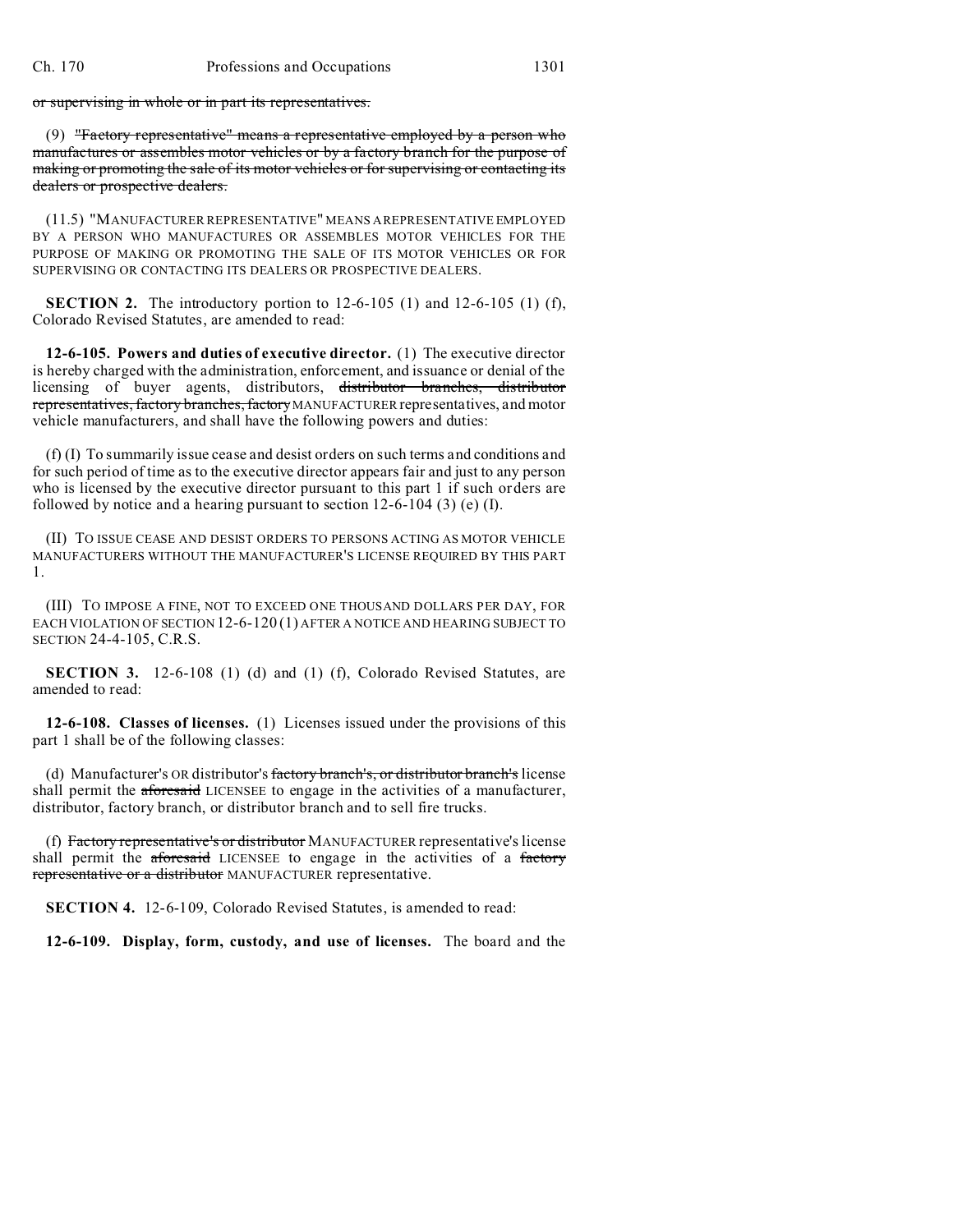~~or supervising in whole or in part its representatives.~~

(9) ~~"Factory representative" means a representative employed by a person who manufactures or assembles motor vehicles or by a factory branch for the purpose of making or promoting the sale of its motor vehicles or for supervising or contacting its dealers or prospective dealers.~~

(11.5) "MANUFACTURER REPRESENTATIVE" MEANS A REPRESENTATIVE EMPLOYED BY A PERSON WHO MANUFACTURES OR ASSEMBLES MOTOR VEHICLES FOR THE PURPOSE OF MAKING OR PROMOTING THE SALE OF ITS MOTOR VEHICLES OR FOR SUPERVISING OR CONTACTING ITS DEALERS OR PROSPECTIVE DEALERS.

**SECTION 2.** The introductory portion to 12-6-105 (1) and 12-6-105 (1) (f), Colorado Revised Statutes, are amended to read:

**12-6-105. Powers and duties of executive director.** (1) The executive director is hereby charged with the administration, enforcement, and issuance or denial of the licensing of buyer agents, distributors, ~~distributor branches, distributor representatives, factory branches, factory~~ MANUFACTURER representatives, and motor vehicle manufacturers, and shall have the following powers and duties:

(f) (I) To summarily issue cease and desist orders on such terms and conditions and for such period of time as to the executive director appears fair and just to any person who is licensed by the executive director pursuant to this part 1 if such orders are followed by notice and a hearing pursuant to section 12-6-104 (3) (e) (I).

(II) TO ISSUE CEASE AND DESIST ORDERS TO PERSONS ACTING AS MOTOR VEHICLE MANUFACTURERS WITHOUT THE MANUFACTURER'S LICENSE REQUIRED BY THIS PART 1.

(III) TO IMPOSE A FINE, NOT TO EXCEED ONE THOUSAND DOLLARS PER DAY, FOR EACH VIOLATION OF SECTION 12-6-120 (1) AFTER A NOTICE AND HEARING SUBJECT TO SECTION 24-4-105, C.R.S.

**SECTION 3.** 12-6-108 (1) (d) and (1) (f), Colorado Revised Statutes, are amended to read:

**12-6-108. Classes of licenses.** (1) Licenses issued under the provisions of this part 1 shall be of the following classes:

(d) Manufacturer's OR distributor's ~~factory branch's, or distributor branch's~~ license shall permit the ~~aforesaid~~ LICENSEE to engage in the activities of a manufacturer, distributor, factory branch, or distributor branch and to sell fire trucks.

(f) ~~Factory representative's or distributor~~ MANUFACTURER representative's license shall permit the ~~aforesaid~~ LICENSEE to engage in the activities of a ~~factory representative or a distributor~~ MANUFACTURER representative.

**SECTION 4.** 12-6-109, Colorado Revised Statutes, is amended to read:

**12-6-109. Display, form, custody, and use of licenses.** The board and the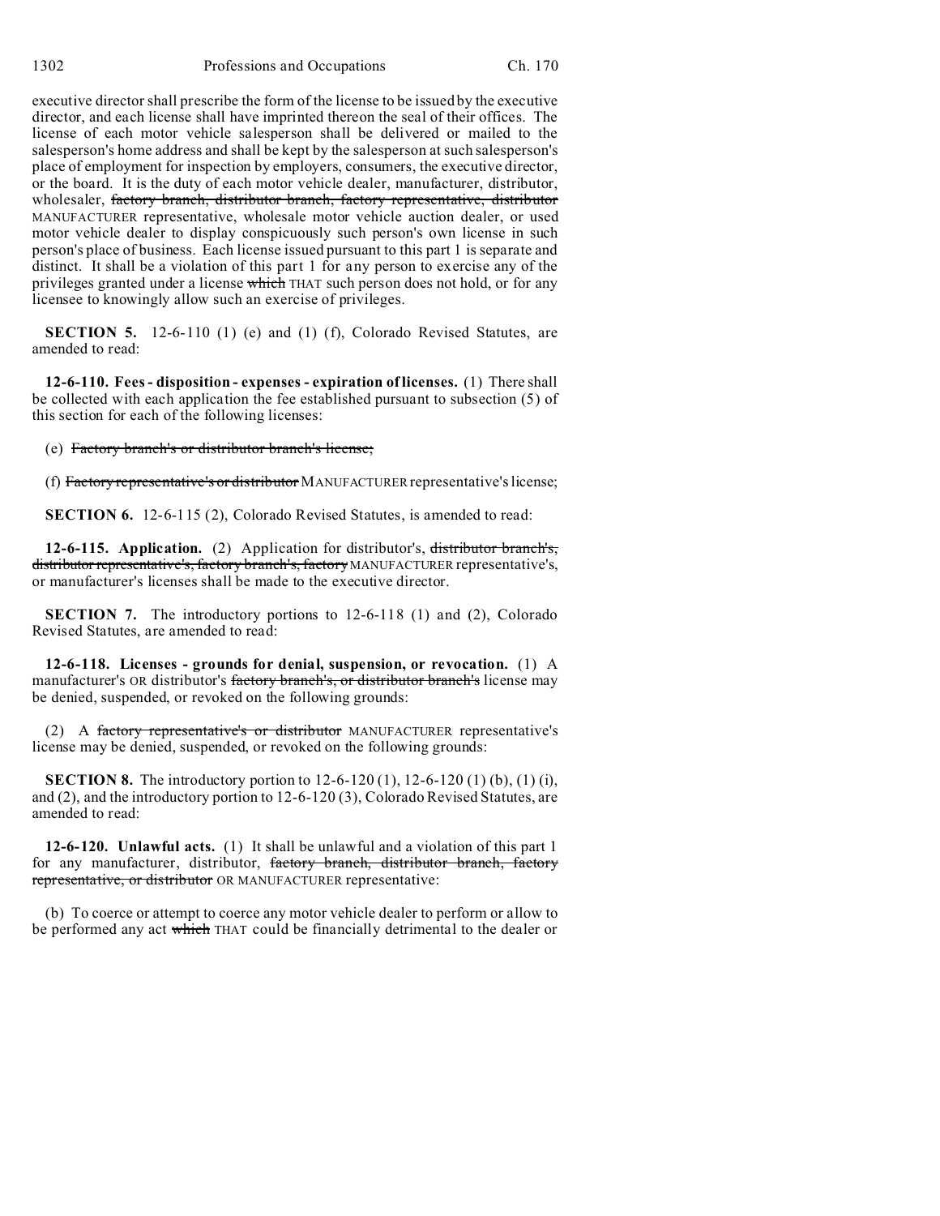executive director shall prescribe the form of the license to be issued by the executive director, and each license shall have imprinted thereon the seal of their offices. The license of each motor vehicle salesperson shall be delivered or mailed to the salesperson's home address and shall be kept by the salesperson at such salesperson's place of employment for inspection by employers, consumers, the executive director, or the board. It is the duty of each motor vehicle dealer, manufacturer, distributor, wholesaler, ~~factory branch, distributor branch, factory representative, distributor~~ MANUFACTURER representative, wholesale motor vehicle auction dealer, or used motor vehicle dealer to display conspicuously such person's own license in such person's place of business. Each license issued pursuant to this part 1 is separate and distinct. It shall be a violation of this part 1 for any person to exercise any of the privileges granted under a license ~~which~~ THAT such person does not hold, or for any licensee to knowingly allow such an exercise of privileges.

**SECTION 5.** 12-6-110 (1) (e) and (1) (f), Colorado Revised Statutes, are amended to read:

**12-6-110. Fees - disposition - expenses - expiration of licenses.** (1) There shall be collected with each application the fee established pursuant to subsection (5) of this section for each of the following licenses:

(e) ~~Factory branch's or distributor branch's license;~~

(f) ~~Factory representative's or distributor~~ MANUFACTURER representative's license;

**SECTION 6.** 12-6-115 (2), Colorado Revised Statutes, is amended to read:

**12-6-115. Application.** (2) Application for distributor's, ~~distributor branch's, distributor representative's, factory branch's, factory~~ MANUFACTURER representative's, or manufacturer's licenses shall be made to the executive director.

**SECTION 7.** The introductory portions to 12-6-118 (1) and (2), Colorado Revised Statutes, are amended to read:

**12-6-118. Licenses - grounds for denial, suspension, or revocation.** (1) A manufacturer's OR distributor's ~~factory branch's, or distributor branch's~~ license may be denied, suspended, or revoked on the following grounds:

(2) A ~~factory representative's or distributor~~ MANUFACTURER representative's license may be denied, suspended, or revoked on the following grounds:

**SECTION 8.** The introductory portion to 12-6-120 (1), 12-6-120 (1) (b), (1) (i), and (2), and the introductory portion to 12-6-120 (3), Colorado Revised Statutes, are amended to read:

**12-6-120. Unlawful acts.** (1) It shall be unlawful and a violation of this part 1 for any manufacturer, distributor, ~~factory branch, distributor branch, factory representative, or distributor~~ OR MANUFACTURER representative:

(b) To coerce or attempt to coerce any motor vehicle dealer to perform or allow to be performed any act ~~which~~ THAT could be financially detrimental to the dealer or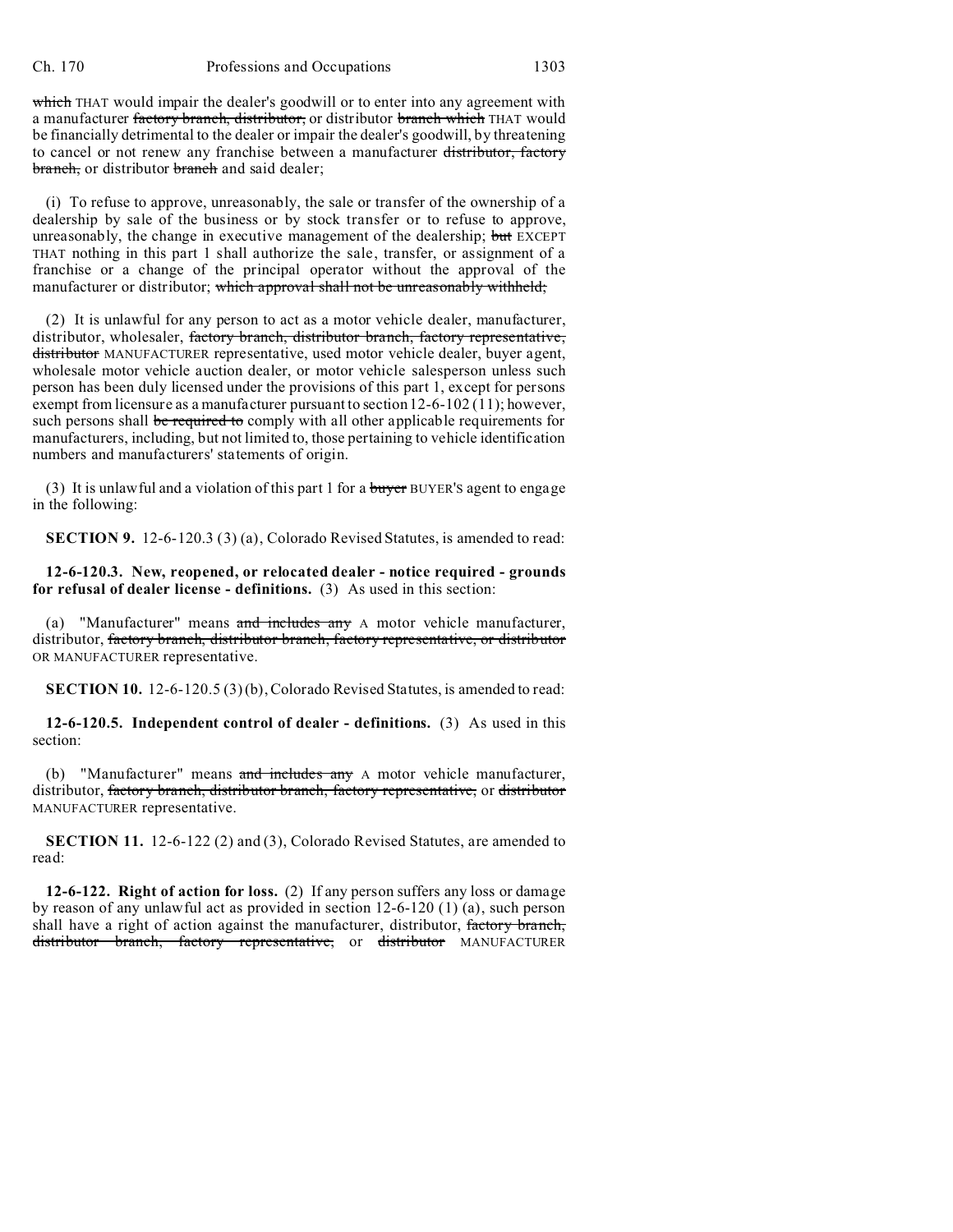~~which~~ THAT would impair the dealer's goodwill or to enter into any agreement with a manufacturer ~~factory branch, distributor,~~ or distributor ~~branch which~~ THAT would be financially detrimental to the dealer or impair the dealer's goodwill, by threatening to cancel or not renew any franchise between a manufacturer ~~distributor, factory branch,~~ or distributor ~~branch~~ and said dealer;

(i) To refuse to approve, unreasonably, the sale or transfer of the ownership of a dealership by sale of the business or by stock transfer or to refuse to approve, unreasonably, the change in executive management of the dealership; ~~but~~ EXCEPT THAT nothing in this part 1 shall authorize the sale, transfer, or assignment of a franchise or a change of the principal operator without the approval of the manufacturer or distributor; ~~which approval shall not be unreasonably withheld;~~

(2) It is unlawful for any person to act as a motor vehicle dealer, manufacturer, distributor, wholesaler, ~~factory branch, distributor branch, factory representative, distributor~~ MANUFACTURER representative, used motor vehicle dealer, buyer agent, wholesale motor vehicle auction dealer, or motor vehicle salesperson unless such person has been duly licensed under the provisions of this part 1, except for persons exempt from licensure as a manufacturer pursuant to section 12-6-102 (11); however, such persons shall ~~be required to~~ comply with all other applicable requirements for manufacturers, including, but not limited to, those pertaining to vehicle identification numbers and manufacturers' statements of origin.

(3) It is unlawful and a violation of this part 1 for a ~~buyer~~ BUYER'S agent to engage in the following:

**SECTION 9.** 12-6-120.3 (3) (a), Colorado Revised Statutes, is amended to read:

**12-6-120.3. New, reopened, or relocated dealer - notice required - grounds for refusal of dealer license - definitions.** (3) As used in this section:

(a) "Manufacturer" means ~~and includes any~~ A motor vehicle manufacturer, distributor, ~~factory branch, distributor branch, factory representative, or distributor~~ OR MANUFACTURER representative.

**SECTION 10.** 12-6-120.5 (3) (b), Colorado Revised Statutes, is amended to read:

**12-6-120.5. Independent control of dealer - definitions.** (3) As used in this section:

(b) "Manufacturer" means ~~and includes any~~ A motor vehicle manufacturer, distributor, ~~factory branch, distributor branch, factory representative,~~ or ~~distributor~~ MANUFACTURER representative.

**SECTION 11.** 12-6-122 (2) and (3), Colorado Revised Statutes, are amended to read:

**12-6-122. Right of action for loss.** (2) If any person suffers any loss or damage by reason of any unlawful act as provided in section 12-6-120 (1) (a), such person shall have a right of action against the manufacturer, distributor, ~~factory branch, distributor branch, factory representative,~~ or ~~distributor~~ MANUFACTURER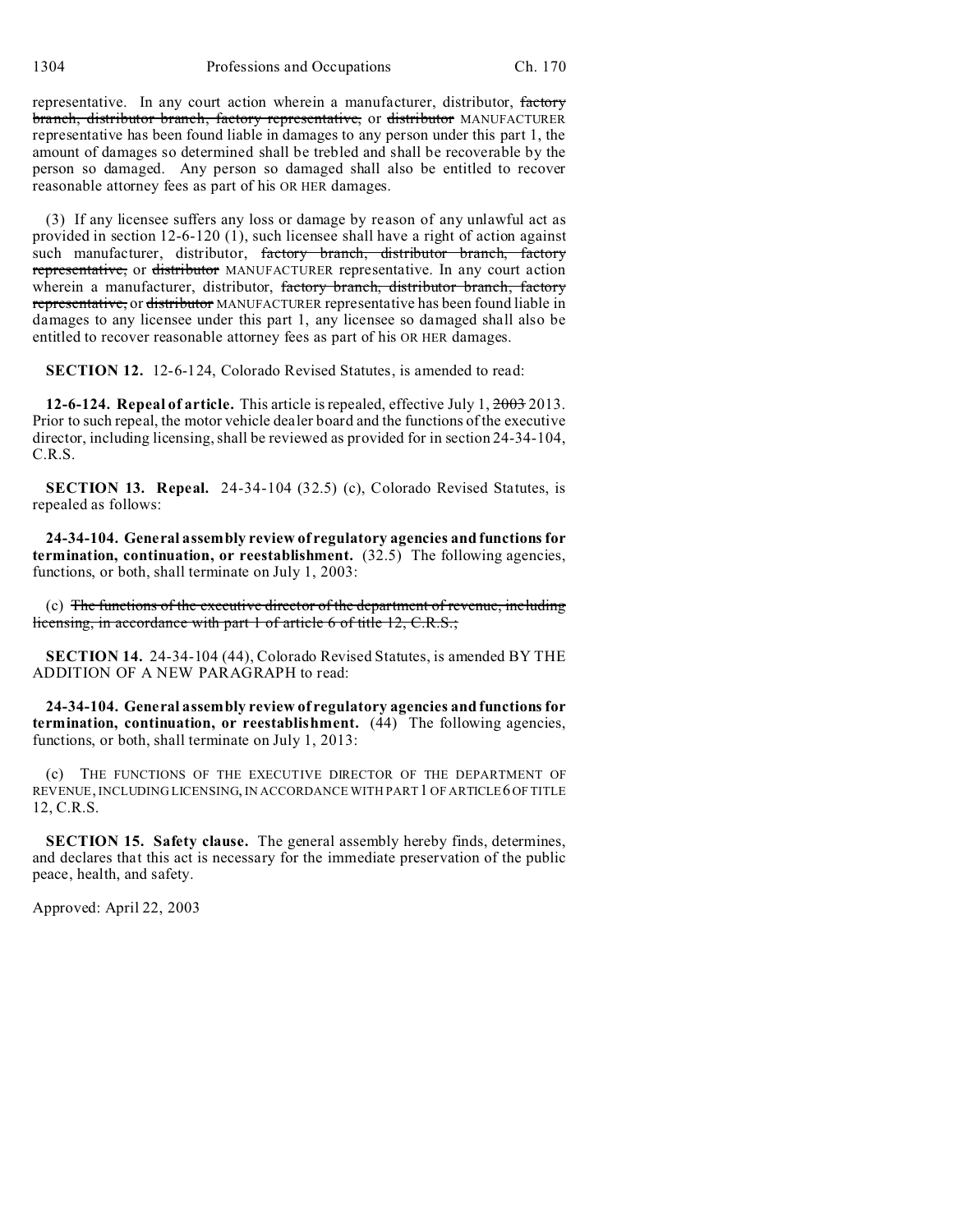representative. In any court action wherein a manufacturer, distributor, ~~factory branch, distributor branch, factory representative,~~ or ~~distributor~~ MANUFACTURER representative has been found liable in damages to any person under this part 1, the amount of damages so determined shall be trebled and shall be recoverable by the person so damaged. Any person so damaged shall also be entitled to recover reasonable attorney fees as part of his OR HER damages.

(3) If any licensee suffers any loss or damage by reason of any unlawful act as provided in section 12-6-120 (1), such licensee shall have a right of action against such manufacturer, distributor, ~~factory branch, distributor branch, factory representative,~~ or ~~distributor~~ MANUFACTURER representative. In any court action wherein a manufacturer, distributor, ~~factory branch, distributor branch, factory representative,~~ or ~~distributor~~ MANUFACTURER representative has been found liable in damages to any licensee under this part 1, any licensee so damaged shall also be entitled to recover reasonable attorney fees as part of his OR HER damages.

**SECTION 12.** 12-6-124, Colorado Revised Statutes, is amended to read:

**12-6-124. Repeal of article.** This article is repealed, effective July 1, ~~2003~~ 2013. Prior to such repeal, the motor vehicle dealer board and the functions of the executive director, including licensing, shall be reviewed as provided for in section 24-34-104, C.R.S.

**SECTION 13. Repeal.** 24-34-104 (32.5) (c), Colorado Revised Statutes, is repealed as follows:

**24-34-104. General assembly review of regulatory agencies and functions for termination, continuation, or reestablishment.** (32.5) The following agencies, functions, or both, shall terminate on July 1, 2003:

(c) ~~The functions of the executive director of the department of revenue, including licensing, in accordance with part 1 of article 6 of title 12, C.R.S.;~~

**SECTION 14.** 24-34-104 (44), Colorado Revised Statutes, is amended BY THE ADDITION OF A NEW PARAGRAPH to read:

**24-34-104. General assembly review of regulatory agencies and functions for termination, continuation, or reestablishment.** (44) The following agencies, functions, or both, shall terminate on July 1, 2013:

(c) THE FUNCTIONS OF THE EXECUTIVE DIRECTOR OF THE DEPARTMENT OF REVENUE, INCLUDING LICENSING, IN ACCORDANCE WITH PART 1 OF ARTICLE 6 OF TITLE 12, C.R.S.

**SECTION 15. Safety clause.** The general assembly hereby finds, determines, and declares that this act is necessary for the immediate preservation of the public peace, health, and safety.

Approved: April 22, 2003